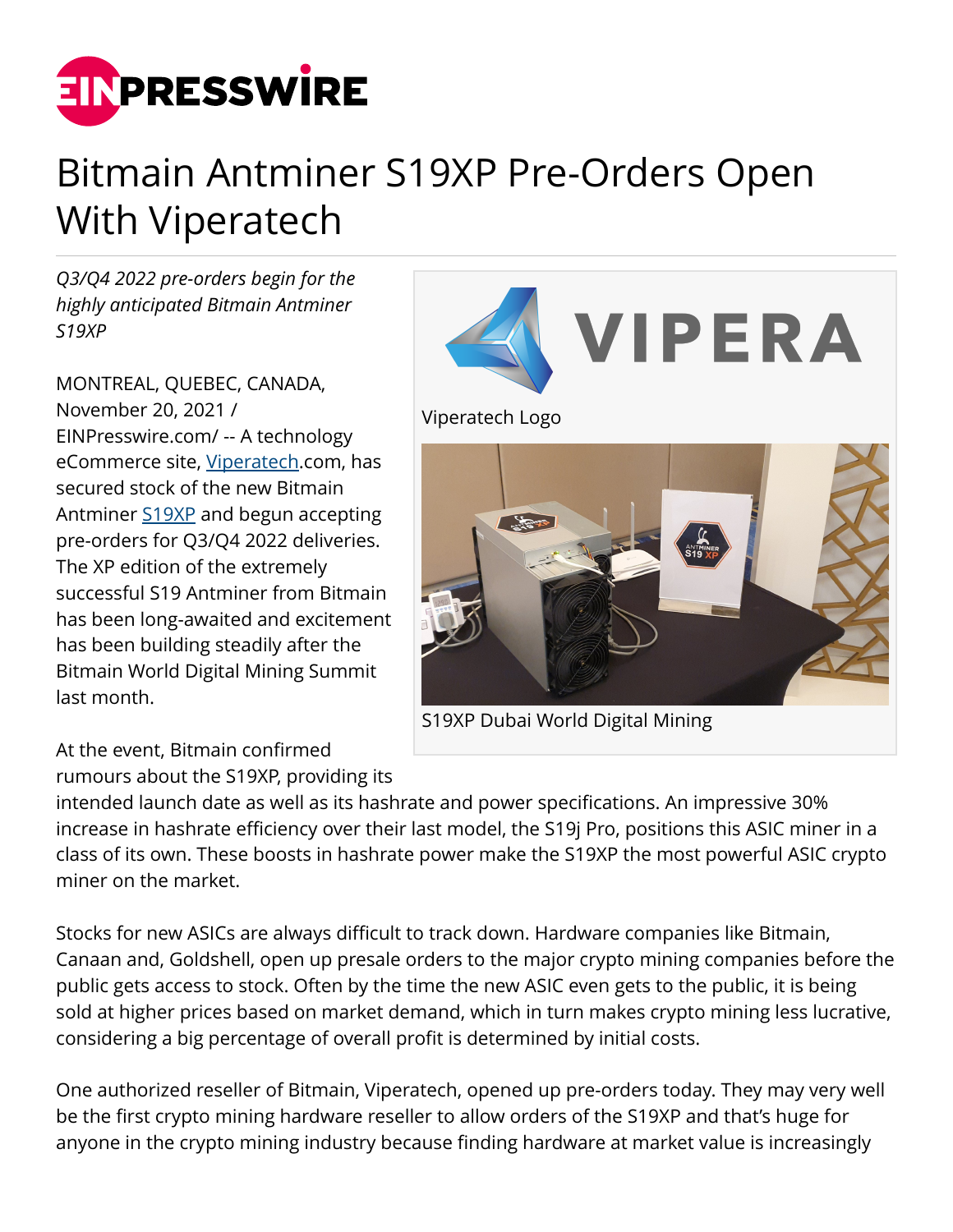# Bitmain Antminer S19XP Pre-Orders Open With Viperatech

*Q3/Q4 2022 pre-orders begin for the highly anticipated Bitmain Antminer S19XP*

MONTREAL, QUEBEC, CANADA, November 20, 2021 / EINPresswire.com/ -- A technology eCommerce site, Viperatech.com, has secured stock of the new Bitmain Antminer S19XP and begun accepting pre-orders for Q3/Q4 2022 deliveries. The XP edition of the extremely successful S19 Antminer from Bitmain has been long-awaited and excitement has been building steadily after the Bitmain World Digital Mining Summit last month.

Viperatech Logo

S19XP Dubai World Digital Mining

At the event, Bitmain confirmed rumours about the S19XP, providing its intended launch date as well as its hashrate and power specifications. An impressive 30% increase in hashrate efficiency over their last model, the S19j Pro, positions this ASIC miner in a class of its own. These boosts in hashrate power make the S19XP the most powerful ASIC crypto miner on the market.

Stocks for new ASICs are always difficult to track down. Hardware companies like Bitmain, Canaan and, Goldshell, open up presale orders to the major crypto mining companies before the public gets access to stock. Often by the time the new ASIC even gets to the public, it is being sold at higher prices based on market demand, which in turn makes crypto mining less lucrative, considering a big percentage of overall profit is determined by initial costs.

One authorized reseller of Bitmain, Viperatech, opened up pre-orders today. They may very well be the first crypto mining hardware reseller to allow orders of the S19XP and that's huge for anyone in the crypto mining industry because finding hardware at market value is increasingly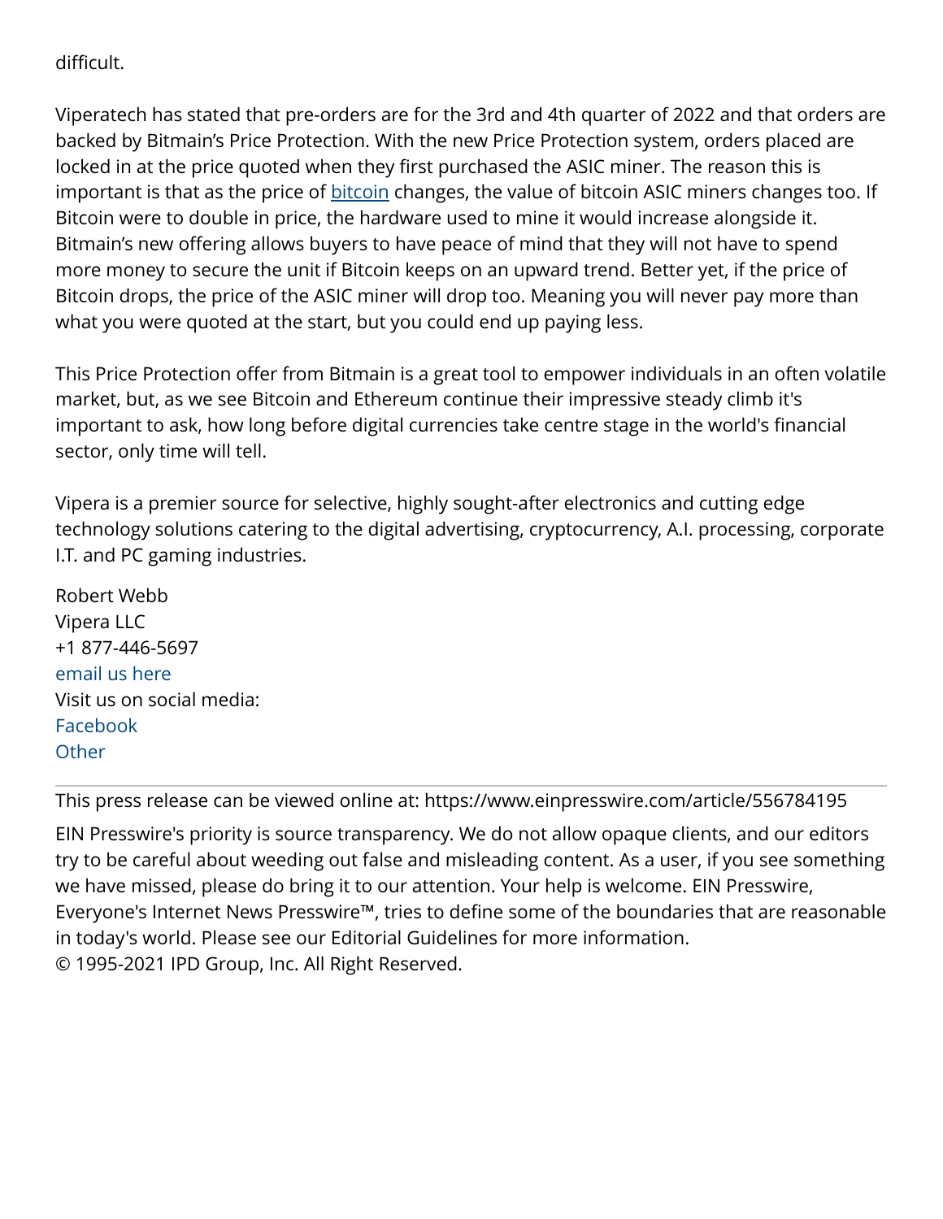difficult.

Viperatech has stated that pre-orders are for the 3rd and 4th quarter of 2022 and that orders are backed by Bitmain's Price Protection. With the new Price Protection system, orders placed are locked in at the price quoted when they first purchased the ASIC miner. The reason this is important is that as the price of bitcoin changes, the value of bitcoin ASIC miners changes too. If Bitcoin were to double in price, the hardware used to mine it would increase alongside it. Bitmain's new offering allows buyers to have peace of mind that they will not have to spend more money to secure the unit if Bitcoin keeps on an upward trend. Better yet, if the price of Bitcoin drops, the price of the ASIC miner will drop too. Meaning you will never pay more than what you were quoted at the start, but you could end up paying less.

This Price Protection offer from Bitmain is a great tool to empower individuals in an often volatile market, but, as we see Bitcoin and Ethereum continue their impressive steady climb it's important to ask, how long before digital currencies take centre stage in the world's financial sector, only time will tell.

Vipera is a premier source for selective, highly sought-after electronics and cutting edge technology solutions catering to the digital advertising, cryptocurrency, A.I. processing, corporate I.T. and PC gaming industries.

Robert Webb
Vipera LLC
+1 877-446-5697
email us here
Visit us on social media:
Facebook
Other

---

This press release can be viewed online at: https://www.einpresswire.com/article/556784195

EIN Presswire's priority is source transparency. We do not allow opaque clients, and our editors try to be careful about weeding out false and misleading content. As a user, if you see something we have missed, please do bring it to our attention. Your help is welcome. EIN Presswire, Everyone's Internet News Presswire™, tries to define some of the boundaries that are reasonable in today's world. Please see our Editorial Guidelines for more information.
© 1995-2021 IPD Group, Inc. All Right Reserved.